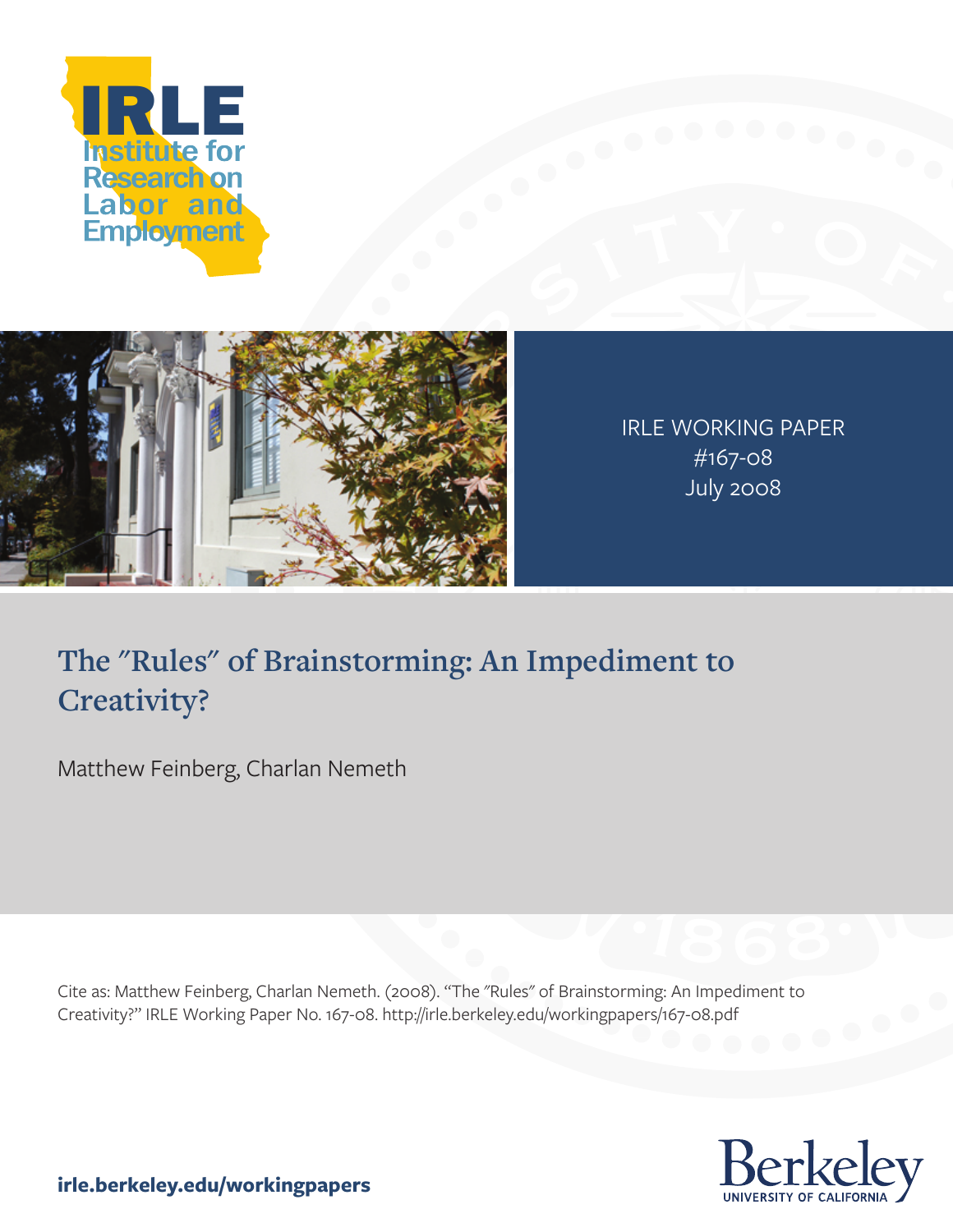IRLE

Institute for Research on Labor and Employment

IRLE WORKING PAPER
#167-08
July 2008

# The "Rules" of Brainstorming: An Impediment to Creativity?

Matthew Feinberg, Charlan Nemeth

Cite as: Matthew Feinberg, Charlan Nemeth. (2008). "The "Rules" of Brainstorming: An Impediment to Creativity?" IRLE Working Paper No. 167-08. http://irle.berkeley.edu/workingpapers/167-08.pdf

**irle.berkeley.edu/workingpapers**

Berkeley
UNIVERSITY OF CALIFORNIA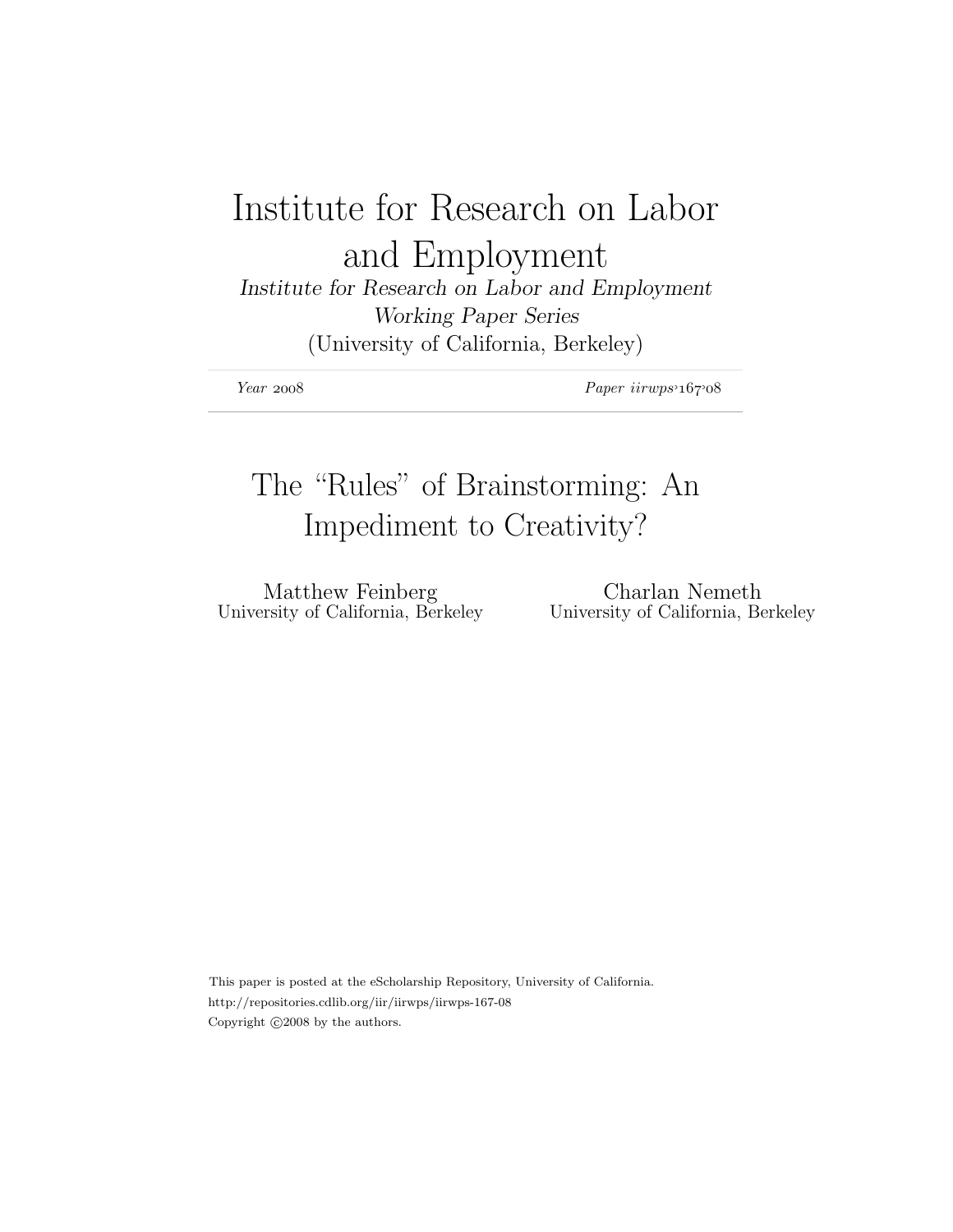# Institute for Research on Labor and Employment

*Institute for Research on Labor and Employment Working Paper Series*

(University of California, Berkeley)

*Year* 2008 *Paper iirwps-167-08*

---

## The "Rules" of Brainstorming: An Impediment to Creativity?

Matthew Feinberg
University of California, Berkeley

Charlan Nemeth
University of California, Berkeley

This paper is posted at the eScholarship Repository, University of California.
http://repositories.cdlib.org/iir/iirwps/iirwps-167-08
Copyright ©2008 by the authors.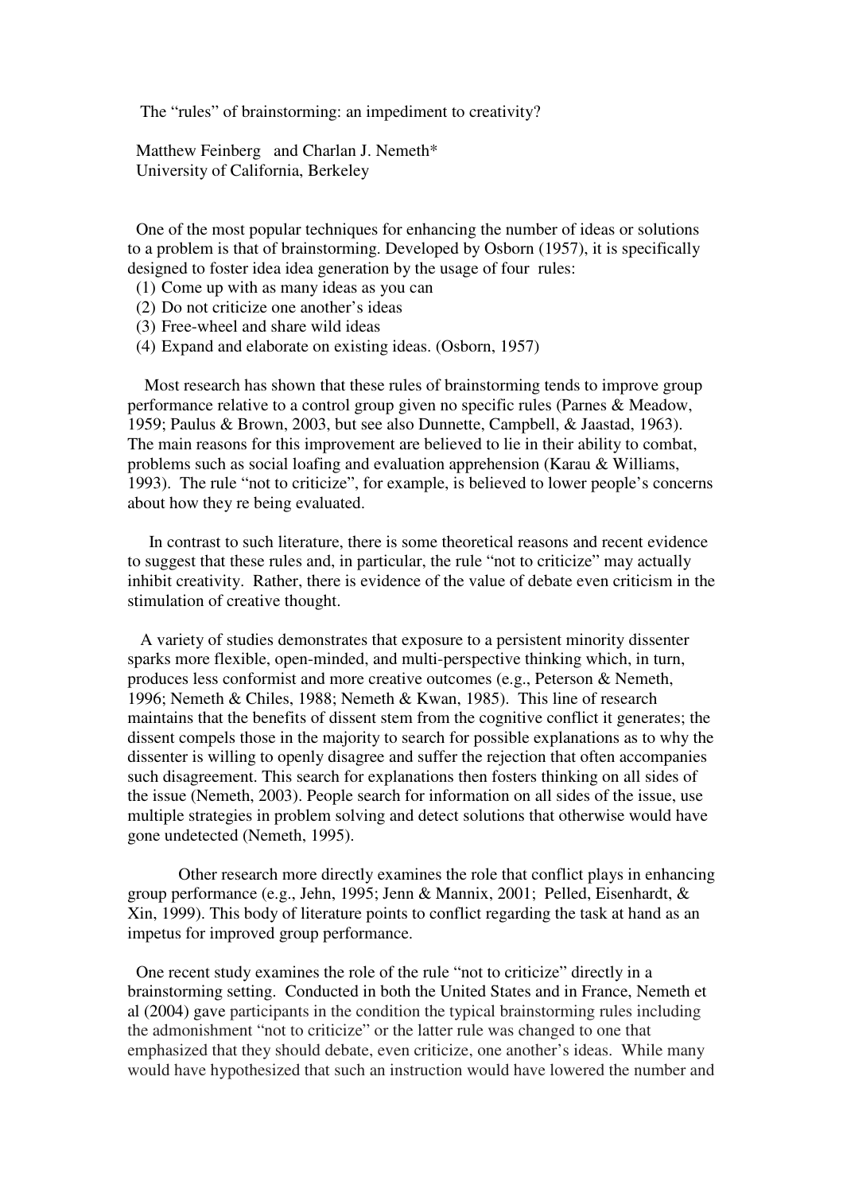# The "rules" of brainstorming: an impediment to creativity?

Matthew Feinberg and Charlan J. Nemeth*
University of California, Berkeley

One of the most popular techniques for enhancing the number of ideas or solutions to a problem is that of brainstorming. Developed by Osborn (1957), it is specifically designed to foster idea idea generation by the usage of four rules:

(1) Come up with as many ideas as you can
(2) Do not criticize one another's ideas
(3) Free-wheel and share wild ideas
(4) Expand and elaborate on existing ideas. (Osborn, 1957)

Most research has shown that these rules of brainstorming tends to improve group performance relative to a control group given no specific rules (Parnes & Meadow, 1959; Paulus & Brown, 2003, but see also Dunnette, Campbell, & Jaastad, 1963). The main reasons for this improvement are believed to lie in their ability to combat, problems such as social loafing and evaluation apprehension (Karau & Williams, 1993). The rule "not to criticize", for example, is believed to lower people's concerns about how they re being evaluated.

In contrast to such literature, there is some theoretical reasons and recent evidence to suggest that these rules and, in particular, the rule "not to criticize" may actually inhibit creativity. Rather, there is evidence of the value of debate even criticism in the stimulation of creative thought.

A variety of studies demonstrates that exposure to a persistent minority dissenter sparks more flexible, open-minded, and multi-perspective thinking which, in turn, produces less conformist and more creative outcomes (e.g., Peterson & Nemeth, 1996; Nemeth & Chiles, 1988; Nemeth & Kwan, 1985). This line of research maintains that the benefits of dissent stem from the cognitive conflict it generates; the dissent compels those in the majority to search for possible explanations as to why the dissenter is willing to openly disagree and suffer the rejection that often accompanies such disagreement. This search for explanations then fosters thinking on all sides of the issue (Nemeth, 2003). People search for information on all sides of the issue, use multiple strategies in problem solving and detect solutions that otherwise would have gone undetected (Nemeth, 1995).

Other research more directly examines the role that conflict plays in enhancing group performance (e.g., Jehn, 1995; Jenn & Mannix, 2001; Pelled, Eisenhardt, & Xin, 1999). This body of literature points to conflict regarding the task at hand as an impetus for improved group performance.

One recent study examines the role of the rule "not to criticize" directly in a brainstorming setting. Conducted in both the United States and in France, Nemeth et al (2004) gave participants in the condition the typical brainstorming rules including the admonishment "not to criticize" or the latter rule was changed to one that emphasized that they should debate, even criticize, one another's ideas. While many would have hypothesized that such an instruction would have lowered the number and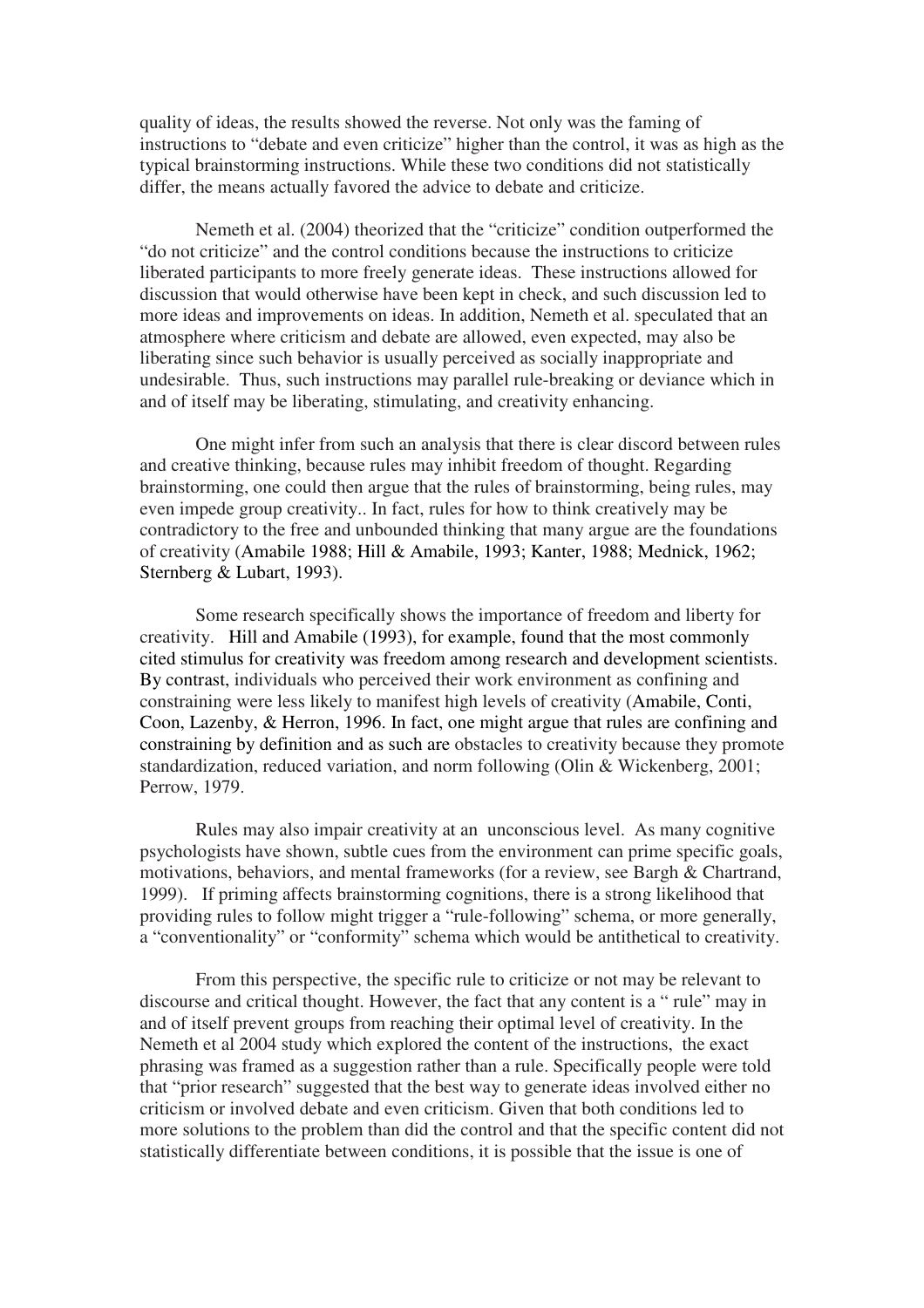quality of ideas, the results showed the reverse. Not only was the faming of instructions to "debate and even criticize" higher than the control, it was as high as the typical brainstorming instructions. While these two conditions did not statistically differ, the means actually favored the advice to debate and criticize.

Nemeth et al. (2004) theorized that the "criticize" condition outperformed the "do not criticize" and the control conditions because the instructions to criticize liberated participants to more freely generate ideas. These instructions allowed for discussion that would otherwise have been kept in check, and such discussion led to more ideas and improvements on ideas. In addition, Nemeth et al. speculated that an atmosphere where criticism and debate are allowed, even expected, may also be liberating since such behavior is usually perceived as socially inappropriate and undesirable. Thus, such instructions may parallel rule-breaking or deviance which in and of itself may be liberating, stimulating, and creativity enhancing.

One might infer from such an analysis that there is clear discord between rules and creative thinking, because rules may inhibit freedom of thought. Regarding brainstorming, one could then argue that the rules of brainstorming, being rules, may even impede group creativity.. In fact, rules for how to think creatively may be contradictory to the free and unbounded thinking that many argue are the foundations of creativity (Amabile 1988; Hill & Amabile, 1993; Kanter, 1988; Mednick, 1962; Sternberg & Lubart, 1993).

Some research specifically shows the importance of freedom and liberty for creativity. Hill and Amabile (1993), for example, found that the most commonly cited stimulus for creativity was freedom among research and development scientists. By contrast, individuals who perceived their work environment as confining and constraining were less likely to manifest high levels of creativity (Amabile, Conti, Coon, Lazenby, & Herron, 1996. In fact, one might argue that rules are confining and constraining by definition and as such are obstacles to creativity because they promote standardization, reduced variation, and norm following (Olin & Wickenberg, 2001; Perrow, 1979.

Rules may also impair creativity at an unconscious level. As many cognitive psychologists have shown, subtle cues from the environment can prime specific goals, motivations, behaviors, and mental frameworks (for a review, see Bargh & Chartrand, 1999). If priming affects brainstorming cognitions, there is a strong likelihood that providing rules to follow might trigger a "rule-following" schema, or more generally, a "conventionality" or "conformity" schema which would be antithetical to creativity.

From this perspective, the specific rule to criticize or not may be relevant to discourse and critical thought. However, the fact that any content is a " rule" may in and of itself prevent groups from reaching their optimal level of creativity. In the Nemeth et al 2004 study which explored the content of the instructions, the exact phrasing was framed as a suggestion rather than a rule. Specifically people were told that "prior research" suggested that the best way to generate ideas involved either no criticism or involved debate and even criticism. Given that both conditions led to more solutions to the problem than did the control and that the specific content did not statistically differentiate between conditions, it is possible that the issue is one of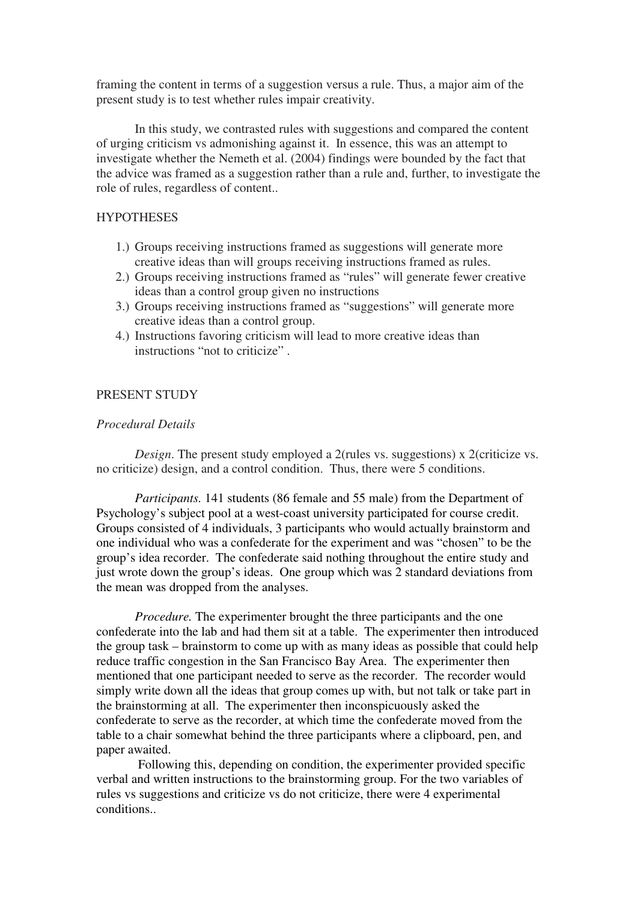framing the content in terms of a suggestion versus a rule. Thus, a major aim of the present study is to test whether rules impair creativity.

In this study, we contrasted rules with suggestions and compared the content of urging criticism vs admonishing against it. In essence, this was an attempt to investigate whether the Nemeth et al. (2004) findings were bounded by the fact that the advice was framed as a suggestion rather than a rule and, further, to investigate the role of rules, regardless of content..

## HYPOTHESES

1.) Groups receiving instructions framed as suggestions will generate more creative ideas than will groups receiving instructions framed as rules.
2.) Groups receiving instructions framed as "rules" will generate fewer creative ideas than a control group given no instructions
3.) Groups receiving instructions framed as "suggestions" will generate more creative ideas than a control group.
4.) Instructions favoring criticism will lead to more creative ideas than instructions "not to criticize" .

## PRESENT STUDY

### *Procedural Details*

*Design*. The present study employed a 2(rules vs. suggestions) x 2(criticize vs. no criticize) design, and a control condition. Thus, there were 5 conditions.

*Participants.* 141 students (86 female and 55 male) from the Department of Psychology's subject pool at a west-coast university participated for course credit. Groups consisted of 4 individuals, 3 participants who would actually brainstorm and one individual who was a confederate for the experiment and was "chosen" to be the group's idea recorder. The confederate said nothing throughout the entire study and just wrote down the group's ideas. One group which was 2 standard deviations from the mean was dropped from the analyses.

*Procedure.* The experimenter brought the three participants and the one confederate into the lab and had them sit at a table. The experimenter then introduced the group task – brainstorm to come up with as many ideas as possible that could help reduce traffic congestion in the San Francisco Bay Area. The experimenter then mentioned that one participant needed to serve as the recorder. The recorder would simply write down all the ideas that group comes up with, but not talk or take part in the brainstorming at all. The experimenter then inconspicuously asked the confederate to serve as the recorder, at which time the confederate moved from the table to a chair somewhat behind the three participants where a clipboard, pen, and paper awaited.

Following this, depending on condition, the experimenter provided specific verbal and written instructions to the brainstorming group. For the two variables of rules vs suggestions and criticize vs do not criticize, there were 4 experimental conditions..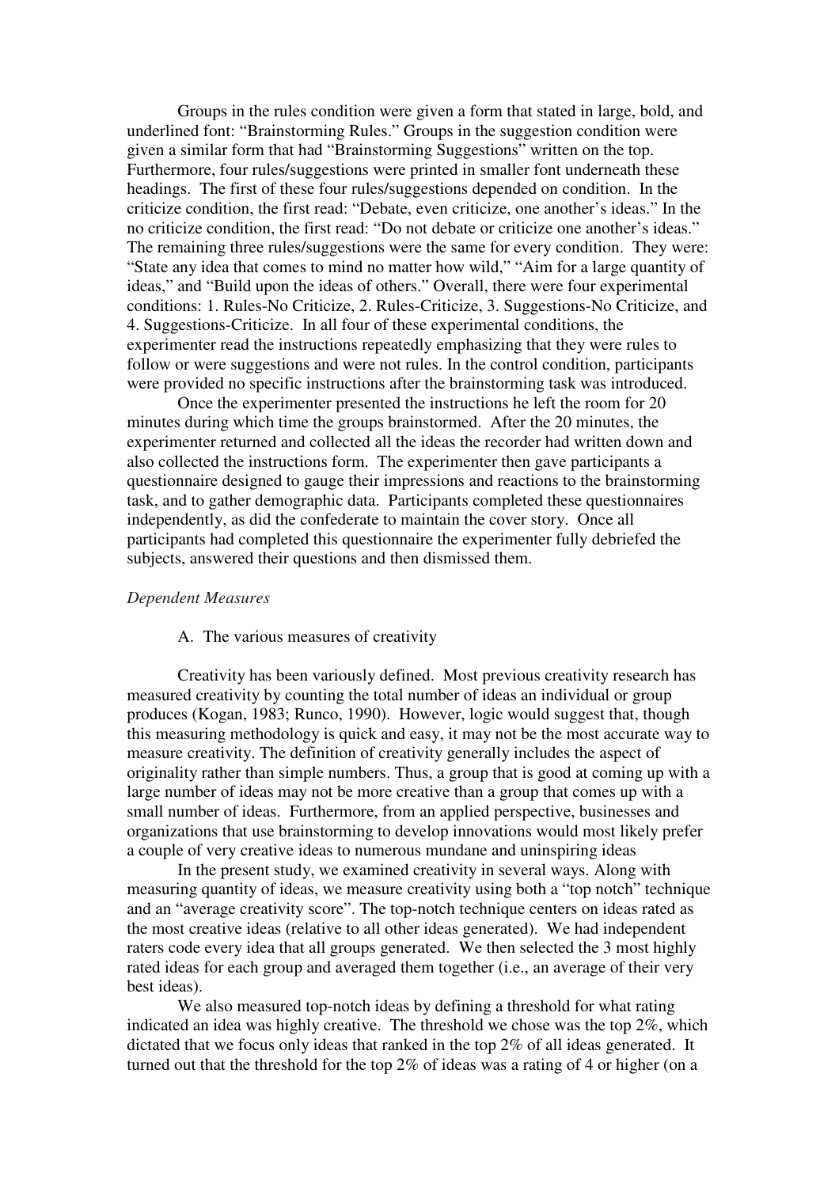Groups in the rules condition were given a form that stated in large, bold, and underlined font: "Brainstorming Rules." Groups in the suggestion condition were given a similar form that had "Brainstorming Suggestions" written on the top. Furthermore, four rules/suggestions were printed in smaller font underneath these headings. The first of these four rules/suggestions depended on condition. In the criticize condition, the first read: "Debate, even criticize, one another's ideas." In the no criticize condition, the first read: "Do not debate or criticize one another's ideas." The remaining three rules/suggestions were the same for every condition. They were: "State any idea that comes to mind no matter how wild," "Aim for a large quantity of ideas," and "Build upon the ideas of others." Overall, there were four experimental conditions: 1. Rules-No Criticize, 2. Rules-Criticize, 3. Suggestions-No Criticize, and 4. Suggestions-Criticize. In all four of these experimental conditions, the experimenter read the instructions repeatedly emphasizing that they were rules to follow or were suggestions and were not rules. In the control condition, participants were provided no specific instructions after the brainstorming task was introduced.

Once the experimenter presented the instructions he left the room for 20 minutes during which time the groups brainstormed. After the 20 minutes, the experimenter returned and collected all the ideas the recorder had written down and also collected the instructions form. The experimenter then gave participants a questionnaire designed to gauge their impressions and reactions to the brainstorming task, and to gather demographic data. Participants completed these questionnaires independently, as did the confederate to maintain the cover story. Once all participants had completed this questionnaire the experimenter fully debriefed the subjects, answered their questions and then dismissed them.

*Dependent Measures*

A. The various measures of creativity

Creativity has been variously defined. Most previous creativity research has measured creativity by counting the total number of ideas an individual or group produces (Kogan, 1983; Runco, 1990). However, logic would suggest that, though this measuring methodology is quick and easy, it may not be the most accurate way to measure creativity. The definition of creativity generally includes the aspect of originality rather than simple numbers. Thus, a group that is good at coming up with a large number of ideas may not be more creative than a group that comes up with a small number of ideas. Furthermore, from an applied perspective, businesses and organizations that use brainstorming to develop innovations would most likely prefer a couple of very creative ideas to numerous mundane and uninspiring ideas

In the present study, we examined creativity in several ways. Along with measuring quantity of ideas, we measure creativity using both a "top notch" technique and an "average creativity score". The top-notch technique centers on ideas rated as the most creative ideas (relative to all other ideas generated). We had independent raters code every idea that all groups generated. We then selected the 3 most highly rated ideas for each group and averaged them together (i.e., an average of their very best ideas).

We also measured top-notch ideas by defining a threshold for what rating indicated an idea was highly creative. The threshold we chose was the top 2%, which dictated that we focus only ideas that ranked in the top 2% of all ideas generated. It turned out that the threshold for the top 2% of ideas was a rating of 4 or higher (on a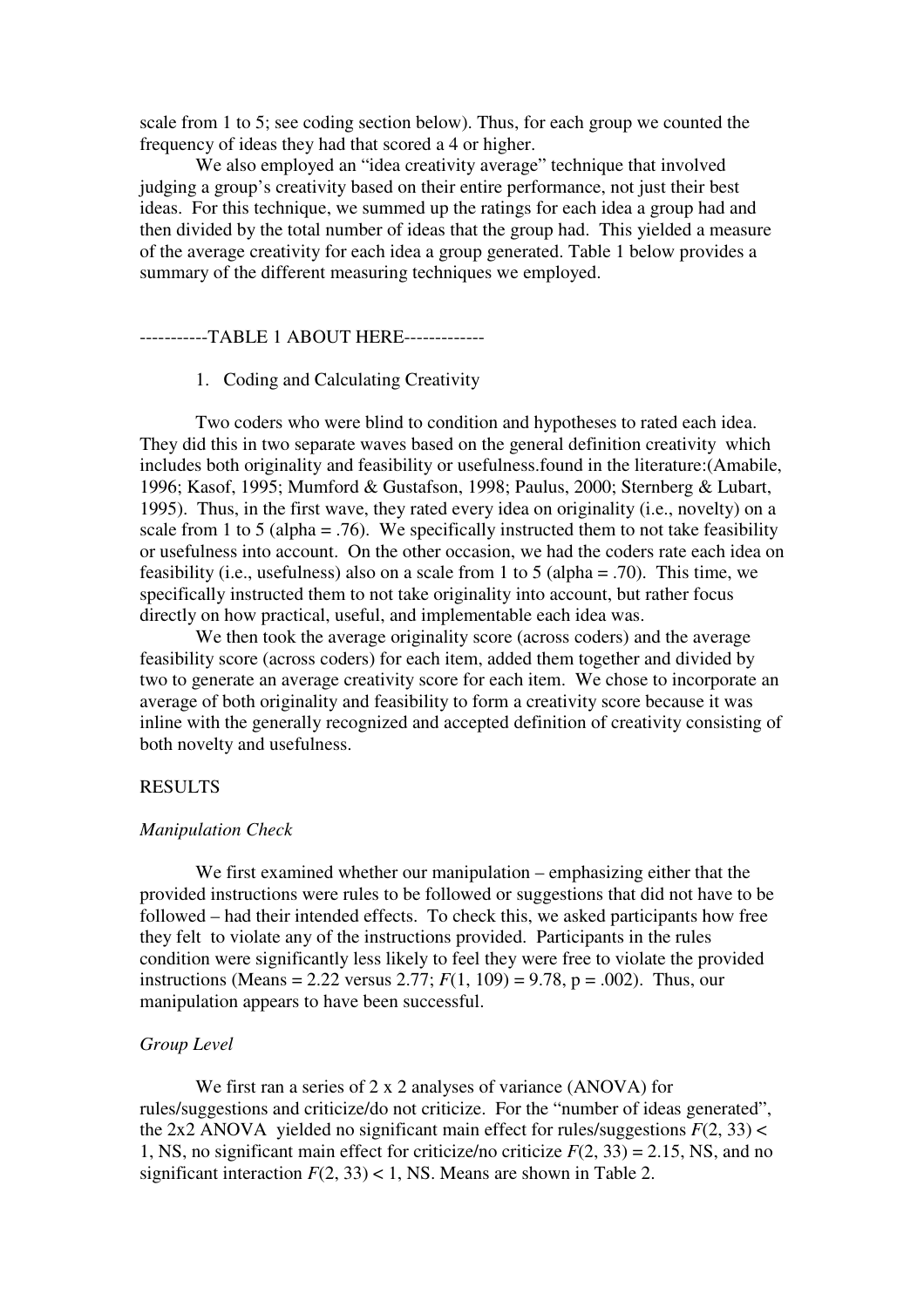scale from 1 to 5; see coding section below). Thus, for each group we counted the frequency of ideas they had that scored a 4 or higher.

We also employed an "idea creativity average" technique that involved judging a group's creativity based on their entire performance, not just their best ideas. For this technique, we summed up the ratings for each idea a group had and then divided by the total number of ideas that the group had. This yielded a measure of the average creativity for each idea a group generated. Table 1 below provides a summary of the different measuring techniques we employed.

-----------TABLE 1 ABOUT HERE-------------

1. Coding and Calculating Creativity

Two coders who were blind to condition and hypotheses to rated each idea. They did this in two separate waves based on the general definition creativity which includes both originality and feasibility or usefulness.found in the literature:(Amabile, 1996; Kasof, 1995; Mumford & Gustafson, 1998; Paulus, 2000; Sternberg & Lubart, 1995). Thus, in the first wave, they rated every idea on originality (i.e., novelty) on a scale from 1 to 5 (alpha = .76). We specifically instructed them to not take feasibility or usefulness into account. On the other occasion, we had the coders rate each idea on feasibility (i.e., usefulness) also on a scale from 1 to 5 (alpha = .70). This time, we specifically instructed them to not take originality into account, but rather focus directly on how practical, useful, and implementable each idea was.

We then took the average originality score (across coders) and the average feasibility score (across coders) for each item, added them together and divided by two to generate an average creativity score for each item. We chose to incorporate an average of both originality and feasibility to form a creativity score because it was inline with the generally recognized and accepted definition of creativity consisting of both novelty and usefulness.

## RESULTS

*Manipulation Check*

We first examined whether our manipulation – emphasizing either that the provided instructions were rules to be followed or suggestions that did not have to be followed – had their intended effects. To check this, we asked participants how free they felt to violate any of the instructions provided. Participants in the rules condition were significantly less likely to feel they were free to violate the provided instructions (Means = 2.22 versus 2.77; $F(1, 109) = 9.78$, $p = .002$). Thus, our manipulation appears to have been successful.

*Group Level*

We first ran a series of 2 x 2 analyses of variance (ANOVA) for rules/suggestions and criticize/do not criticize. For the "number of ideas generated", the 2x2 ANOVA yielded no significant main effect for rules/suggestions $F(2, 33) < 1$, NS, no significant main effect for criticize/no criticize $F(2, 33) = 2.15$, NS, and no significant interaction $F(2, 33) < 1$, NS. Means are shown in Table 2.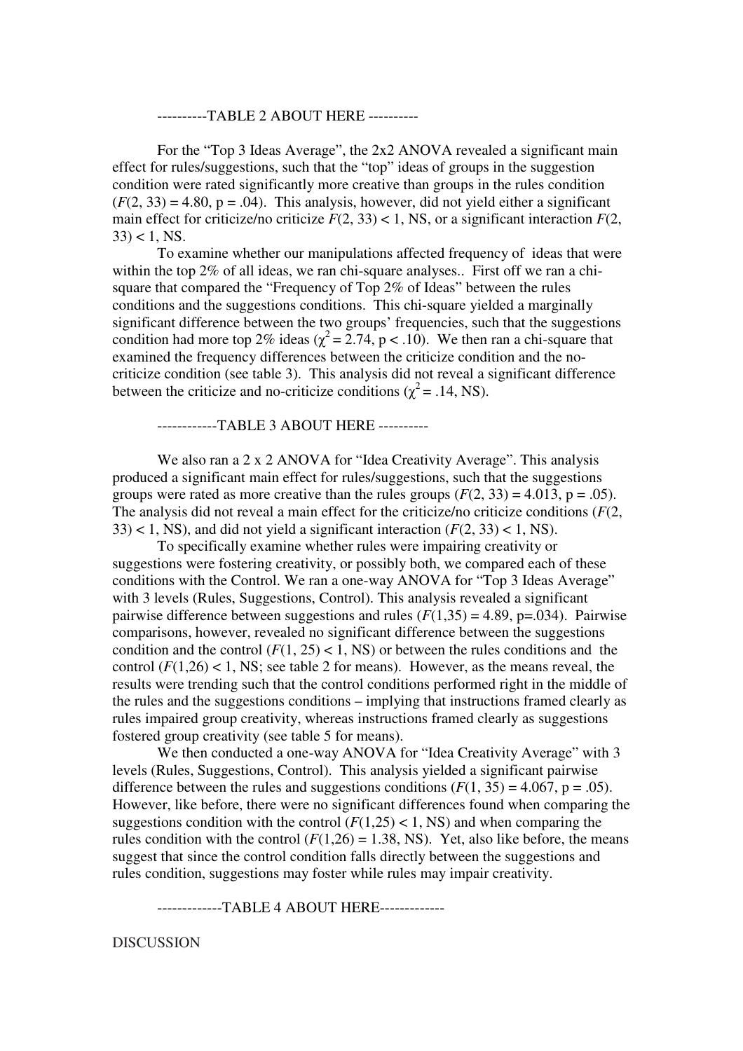----------TABLE 2 ABOUT HERE ----------

For the "Top 3 Ideas Average", the 2x2 ANOVA revealed a significant main effect for rules/suggestions, such that the "top" ideas of groups in the suggestion condition were rated significantly more creative than groups in the rules condition ($F(2, 33) = 4.80$, $p = .04$). This analysis, however, did not yield either a significant main effect for criticize/no criticize $F(2, 33) < 1$, NS, or a significant interaction $F(2, 33) < 1$, NS.

To examine whether our manipulations affected frequency of ideas that were within the top 2% of all ideas, we ran chi-square analyses.. First off we ran a chi-square that compared the "Frequency of Top 2% of Ideas" between the rules conditions and the suggestions conditions. This chi-square yielded a marginally significant difference between the two groups' frequencies, such that the suggestions condition had more top 2% ideas ($\chi^2 = 2.74$, $p < .10$). We then ran a chi-square that examined the frequency differences between the criticize condition and the no-criticize condition (see table 3). This analysis did not reveal a significant difference between the criticize and no-criticize conditions ($\chi^2 = .14$, NS).

------------TABLE 3 ABOUT HERE ----------

We also ran a 2 x 2 ANOVA for "Idea Creativity Average". This analysis produced a significant main effect for rules/suggestions, such that the suggestions groups were rated as more creative than the rules groups ($F(2, 33) = 4.013$, $p = .05$). The analysis did not reveal a main effect for the criticize/no criticize conditions ($F(2, 33) < 1$, NS), and did not yield a significant interaction ($F(2, 33) < 1$, NS).

To specifically examine whether rules were impairing creativity or suggestions were fostering creativity, or possibly both, we compared each of these conditions with the Control. We ran a one-way ANOVA for "Top 3 Ideas Average" with 3 levels (Rules, Suggestions, Control). This analysis revealed a significant pairwise difference between suggestions and rules ($F(1,35) = 4.89$, $p=.034$). Pairwise comparisons, however, revealed no significant difference between the suggestions condition and the control ($F(1, 25) < 1$, NS) or between the rules conditions and the control ($F(1,26) < 1$, NS; see table 2 for means). However, as the means reveal, the results were trending such that the control conditions performed right in the middle of the rules and the suggestions conditions – implying that instructions framed clearly as rules impaired group creativity, whereas instructions framed clearly as suggestions fostered group creativity (see table 5 for means).

We then conducted a one-way ANOVA for "Idea Creativity Average" with 3 levels (Rules, Suggestions, Control). This analysis yielded a significant pairwise difference between the rules and suggestions conditions ($F(1, 35) = 4.067$, $p = .05$). However, like before, there were no significant differences found when comparing the suggestions condition with the control ($F(1,25) < 1$, NS) and when comparing the rules condition with the control ($F(1,26) = 1.38$, NS). Yet, also like before, the means suggest that since the control condition falls directly between the suggestions and rules condition, suggestions may foster while rules may impair creativity.

-------------TABLE 4 ABOUT HERE-------------

DISCUSSION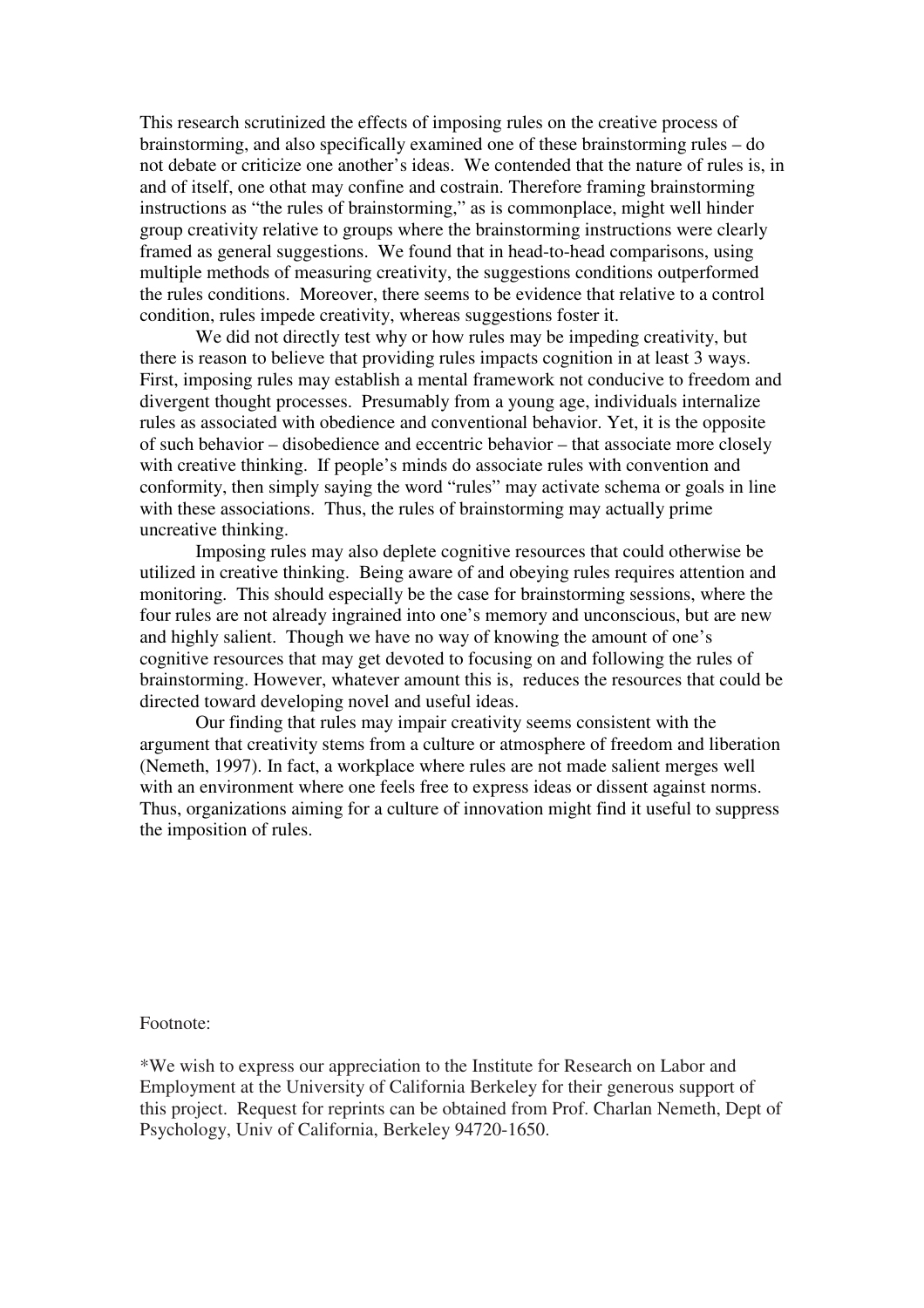This research scrutinized the effects of imposing rules on the creative process of brainstorming, and also specifically examined one of these brainstorming rules – do not debate or criticize one another's ideas. We contended that the nature of rules is, in and of itself, one othat may confine and costrain. Therefore framing brainstorming instructions as "the rules of brainstorming," as is commonplace, might well hinder group creativity relative to groups where the brainstorming instructions were clearly framed as general suggestions. We found that in head-to-head comparisons, using multiple methods of measuring creativity, the suggestions conditions outperformed the rules conditions. Moreover, there seems to be evidence that relative to a control condition, rules impede creativity, whereas suggestions foster it.

We did not directly test why or how rules may be impeding creativity, but there is reason to believe that providing rules impacts cognition in at least 3 ways. First, imposing rules may establish a mental framework not conducive to freedom and divergent thought processes. Presumably from a young age, individuals internalize rules as associated with obedience and conventional behavior. Yet, it is the opposite of such behavior – disobedience and eccentric behavior – that associate more closely with creative thinking. If people's minds do associate rules with convention and conformity, then simply saying the word "rules" may activate schema or goals in line with these associations. Thus, the rules of brainstorming may actually prime uncreative thinking.

Imposing rules may also deplete cognitive resources that could otherwise be utilized in creative thinking. Being aware of and obeying rules requires attention and monitoring. This should especially be the case for brainstorming sessions, where the four rules are not already ingrained into one's memory and unconscious, but are new and highly salient. Though we have no way of knowing the amount of one's cognitive resources that may get devoted to focusing on and following the rules of brainstorming. However, whatever amount this is, reduces the resources that could be directed toward developing novel and useful ideas.

Our finding that rules may impair creativity seems consistent with the argument that creativity stems from a culture or atmosphere of freedom and liberation (Nemeth, 1997). In fact, a workplace where rules are not made salient merges well with an environment where one feels free to express ideas or dissent against norms. Thus, organizations aiming for a culture of innovation might find it useful to suppress the imposition of rules.

Footnote:

*We wish to express our appreciation to the Institute for Research on Labor and Employment at the University of California Berkeley for their generous support of this project. Request for reprints can be obtained from Prof. Charlan Nemeth, Dept of Psychology, Univ of California, Berkeley 94720-1650.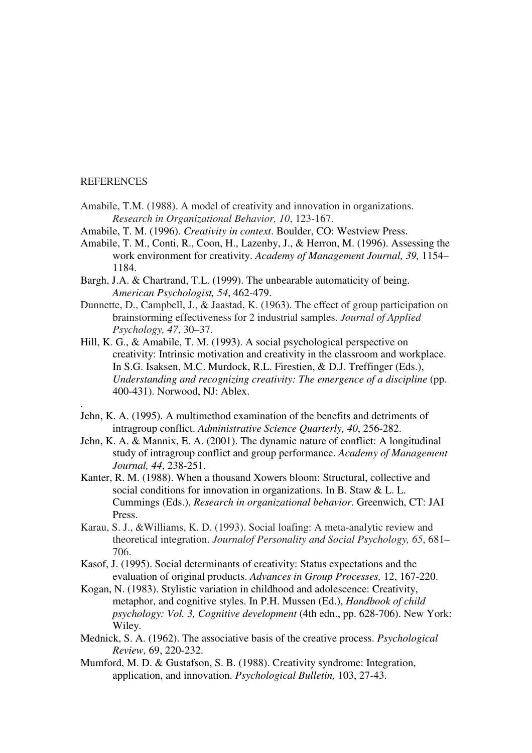REFERENCES

Amabile, T.M. (1988). A model of creativity and innovation in organizations. *Research in Organizational Behavior, 10*, 123-167.

Amabile, T. M. (1996). *Creativity in context*. Boulder, CO: Westview Press.

Amabile, T. M., Conti, R., Coon, H., Lazenby, J., & Herron, M. (1996). Assessing the work environment for creativity. *Academy of Management Journal, 39,* 1154–1184.

Bargh, J.A. & Chartrand, T.L. (1999). The unbearable automaticity of being. *American Psychologist, 54*, 462-479.

Dunnette, D., Campbell, J., & Jaastad, K. (1963). The effect of group participation on brainstorming effectiveness for 2 industrial samples. *Journal of Applied Psychology, 47*, 30–37.

Hill, K. G., & Amabile, T. M. (1993). A social psychological perspective on creativity: Intrinsic motivation and creativity in the classroom and workplace. In S.G. Isaksen, M.C. Murdock, R.L. Firestien, & D.J. Treffinger (Eds.), *Understanding and recognizing creativity: The emergence of a discipline* (pp. 400-431). Norwood, NJ: Ablex.

.

Jehn, K. A. (1995). A multimethod examination of the benefits and detriments of intragroup conflict. *Administrative Science Quarterly, 40*, 256-282.

Jehn, K. A. & Mannix, E. A. (2001). The dynamic nature of conflict: A longitudinal study of intragroup conflict and group performance. *Academy of Management Journal, 44*, 238-251.

Kanter, R. M. (1988). When a thousand Xowers bloom: Structural, collective and social conditions for innovation in organizations. In B. Staw & L. L. Cummings (Eds.), *Research in organizational behavior*. Greenwich, CT: JAI Press.

Karau, S. J., &Williams, K. D. (1993). Social loafing: A meta-analytic review and theoretical integration. *Journalof Personality and Social Psychology, 65*, 681–706.

Kasof, J. (1995). Social determinants of creativity: Status expectations and the evaluation of original products. *Advances in Group Processes,* 12, 167-220.

Kogan, N. (1983). Stylistic variation in childhood and adolescence: Creativity, metaphor, and cognitive styles. In P.H. Mussen (Ed.), *Handbook of child psychology: Vol. 3, Cognitive development* (4th edn., pp. 628-706). New York: Wiley.

Mednick, S. A. (1962). The associative basis of the creative process. *Psychological Review,* 69, 220-232.

Mumford, M. D. & Gustafson, S. B. (1988). Creativity syndrome: Integration, application, and innovation. *Psychological Bulletin,* 103, 27-43.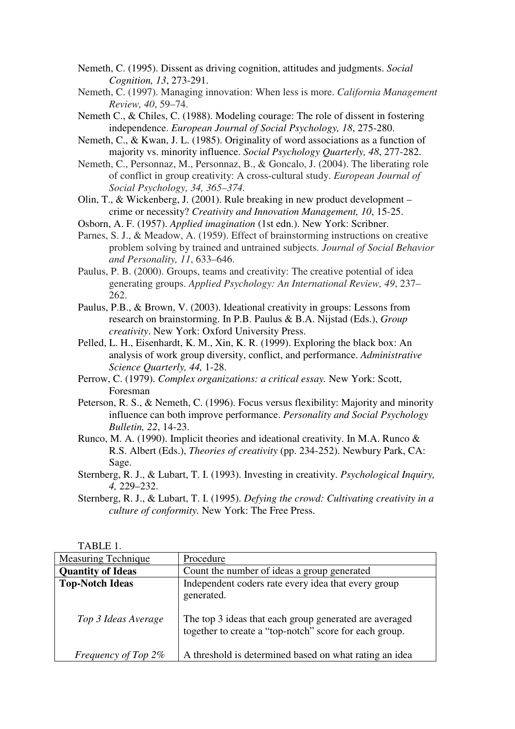Nemeth, C. (1995). Dissent as driving cognition, attitudes and judgments. *Social Cognition, 13*, 273-291.

Nemeth, C. (1997). Managing innovation: When less is more. *California Management Review, 40*, 59–74.

Nemeth C., & Chiles, C. (1988). Modeling courage: The role of dissent in fostering independence. *European Journal of Social Psychology, 18*, 275-280.

Nemeth, C., & Kwan, J. L. (1985). Originality of word associations as a function of majority vs. minority influence. *Social Psychology Quarterly, 48*, 277-282.

Nemeth, C., Personnaz, M., Personnaz, B., & Goncalo, J. (2004). The liberating role of conflict in group creativity: A cross-cultural study. *European Journal of Social Psychology, 34, 365–374.*

Olin, T., & Wickenberg, J. (2001). Rule breaking in new product development – crime or necessity? *Creativity and Innovation Management, 10*, 15-25.

Osborn, A. F. (1957). *Applied imagination* (1st edn.). New York: Scribner.

Parnes, S. J., & Meadow, A. (1959). Effect of brainstorming instructions on creative problem solving by trained and untrained subjects. *Journal of Social Behavior and Personality, 11*, 633–646.

Paulus, P. B. (2000). Groups, teams and creativity: The creative potential of idea generating groups. *Applied Psychology: An International Review, 49*, 237–262.

Paulus, P.B., & Brown, V. (2003). Ideational creativity in groups: Lessons from research on brainstorming. In P.B. Paulus & B.A. Nijstad (Eds.), *Group creativity*. New York: Oxford University Press.

Pelled, L. H., Eisenhardt, K. M., Xin, K. R. (1999). Exploring the black box: An analysis of work group diversity, conflict, and performance. *Administrative Science Quarterly, 44,* 1-28.

Perrow, C. (1979). *Complex organizations: a critical essay.* New York: Scott, Foresman

Peterson, R. S., & Nemeth, C. (1996). Focus versus flexibility: Majority and minority influence can both improve performance. *Personality and Social Psychology Bulletin, 22*, 14-23.

Runco, M. A. (1990). Implicit theories and ideational creativity. In M.A. Runco & R.S. Albert (Eds.), *Theories of creativity* (pp. 234-252). Newbury Park, CA: Sage.

Sternberg, R. J., & Lubart, T. I. (1993). Investing in creativity. *Psychological Inquiry, 4,* 229–232.

Sternberg, R. J., & Lubart, T. I. (1995). *Defying the crowd: Cultivating creativity in a culture of conformity.* New York: The Free Press.

TABLE 1.

| Measuring Technique | Procedure |
|---|---|
| **Quantity of Ideas** | Count the number of ideas a group generated |
| **Top-Notch Ideas** | Independent coders rate every idea that every group generated. |
| *Top 3 Ideas Average* | The top 3 ideas that each group generated are averaged together to create a "top-notch" score for each group. |
| *Frequency of Top 2%* | A threshold is determined based on what rating an idea |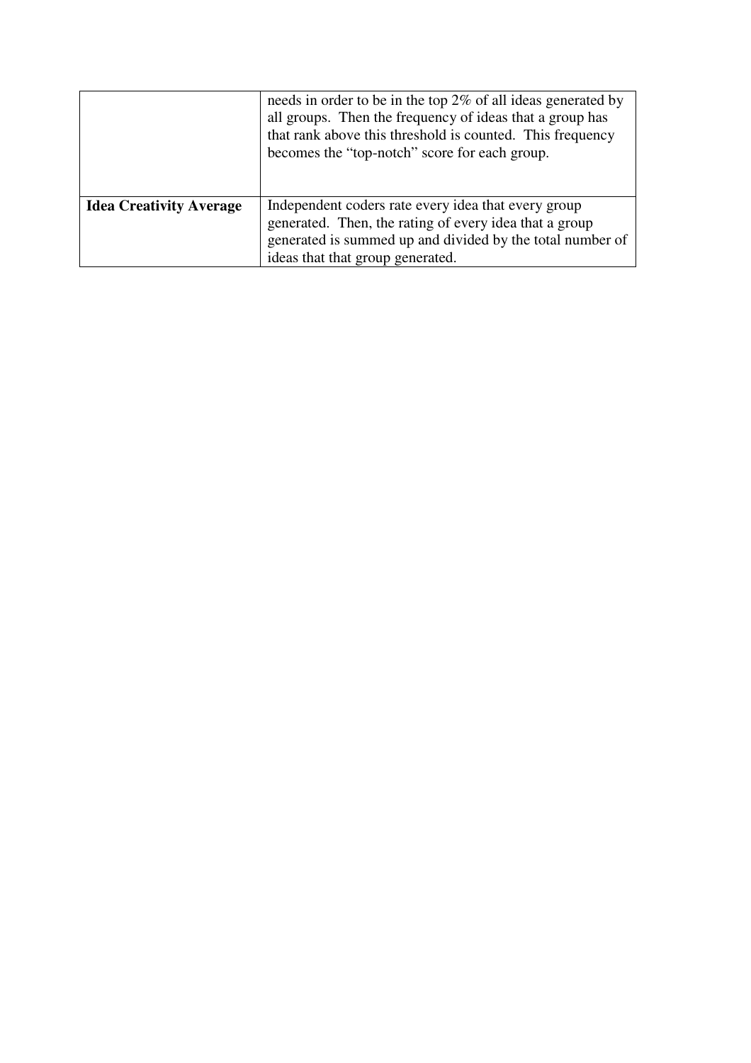| | |
|---|---|
| | needs in order to be in the top 2% of all ideas generated by all groups. Then the frequency of ideas that a group has that rank above this threshold is counted. This frequency becomes the "top-notch" score for each group. |
| **Idea Creativity Average** | Independent coders rate every idea that every group generated. Then, the rating of every idea that a group generated is summed up and divided by the total number of ideas that that group generated. |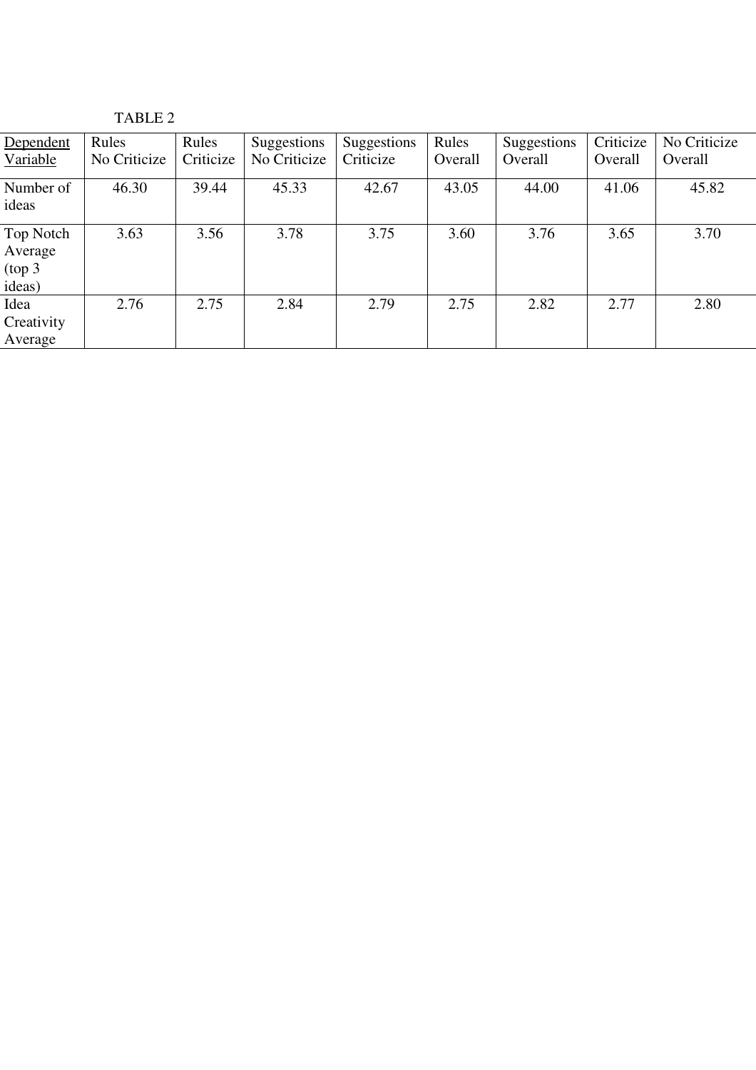TABLE 2

| Dependent Variable | Rules No Criticize | Rules Criticize | Suggestions No Criticize | Suggestions Criticize | Rules Overall | Suggestions Overall | Criticize Overall | No Criticize Overall |
|---|---|---|---|---|---|---|---|---|
| Number of ideas | 46.30 | 39.44 | 45.33 | 42.67 | 43.05 | 44.00 | 41.06 | 45.82 |
| Top Notch Average (top 3 ideas) | 3.63 | 3.56 | 3.78 | 3.75 | 3.60 | 3.76 | 3.65 | 3.70 |
| Idea Creativity Average | 2.76 | 2.75 | 2.84 | 2.79 | 2.75 | 2.82 | 2.77 | 2.80 |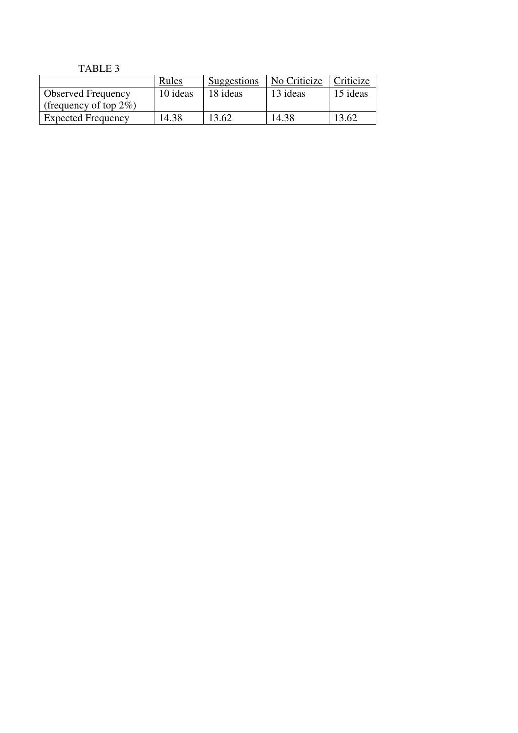TABLE 3

| | Rules | Suggestions | No Criticize | Criticize |
|---|---|---|---|---|
| Observed Frequency (frequency of top 2%) | 10 ideas | 18 ideas | 13 ideas | 15 ideas |
| Expected Frequency | 14.38 | 13.62 | 14.38 | 13.62 |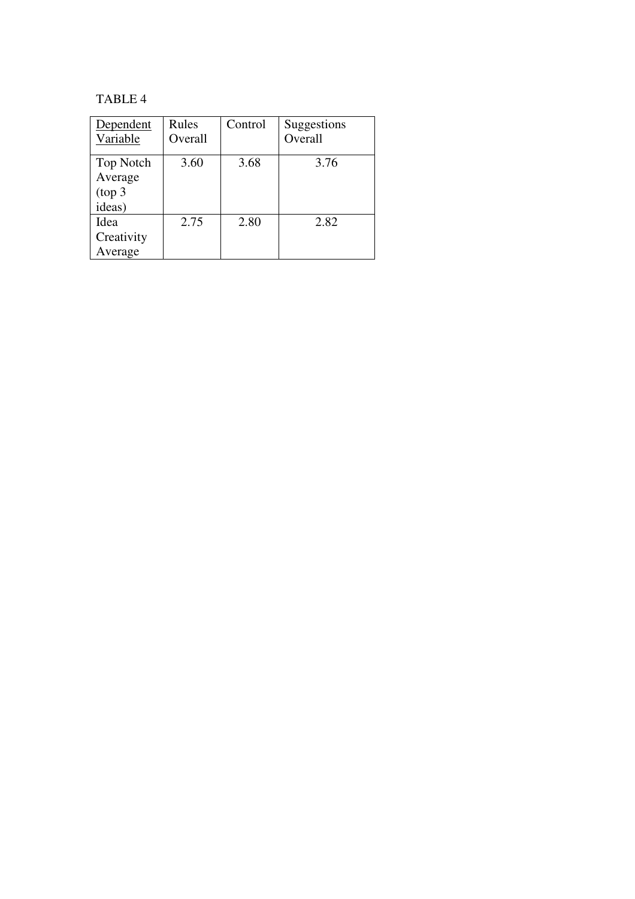TABLE 4

| Dependent Variable | Rules Overall | Control | Suggestions Overall |
|---|---|---|---|
| Top Notch Average (top 3 ideas) | 3.60 | 3.68 | 3.76 |
| Idea Creativity Average | 2.75 | 2.80 | 2.82 |